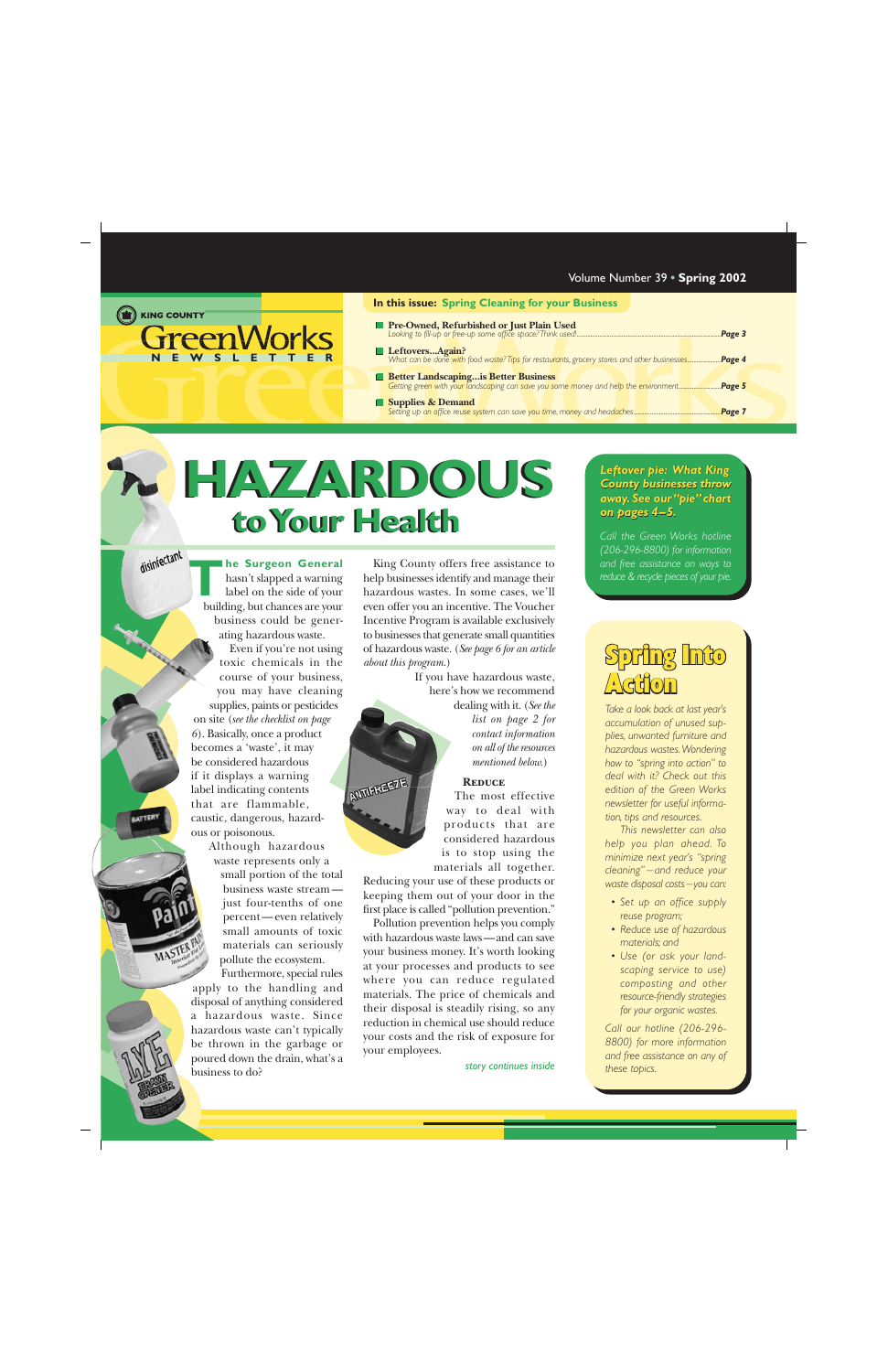KING COUNTY

# GreenWorks NEWSLETTER

Volume Number 39 • **Spring 2002**

**In this issue: Spring Cleaning for your Business**

- **Pre-Owned, Refurbished or Just Plain Used** — *Looking to fill-up or free-up some office space? Think used!* ...... *Page 3*
- **Leftovers...Again?** — *What can be done with food waste? Tips for restaurants, grocery stores and other businesses* ...... *Page 4*
- **Better Landscaping...is Better Business** — *Getting green with your landscaping can save you some money and help the environment* ...... *Page 5*
- **Supplies & Demand** — *Setting up an office reuse system can save you time, money and headaches* ...... *Page 7*

# HAZARDOUS to Your Health

**The Surgeon General** hasn't slapped a warning label on the side of your building, but chances are your business could be generating hazardous waste.

Even if you're not using toxic chemicals in the course of your business, you may have cleaning supplies, paints or pesticides on site (*see the checklist on page 6*). Basically, once a product becomes a 'waste', it may be considered hazardous if it displays a warning label indicating contents that are flammable, caustic, dangerous, hazardous or poisonous.

Although hazardous waste represents only a small portion of the total business waste stream—just four-tenths of one percent—even relatively small amounts of toxic materials can seriously pollute the ecosystem. Furthermore, special rules apply to the handling and disposal of anything considered a hazardous waste. Since hazardous waste can't typically be thrown in the garbage or poured down the drain, what's a business to do?

King County offers free assistance to help businesses identify and manage their hazardous wastes. In some cases, we'll even offer you an incentive. The Voucher Incentive Program is available exclusively to businesses that generate small quantities of hazardous waste. (*See page 6 for an article about this program.*)

If you have hazardous waste, here's how we recommend dealing with it. (*See the list on page 2 for contact information on all of the resources mentioned below.*)

**Reduce**

The most effective way to deal with products that are considered hazardous is to stop using the materials all together. Reducing your use of these products or keeping them out of your door in the first place is called "pollution prevention."

Pollution prevention helps you comply with hazardous waste laws—and can save your business money. It's worth looking at your processes and products to see where you can reduce regulated materials. The price of chemicals and their disposal is steadily rising, so any reduction in chemical use should reduce your costs and the risk of exposure for your employees.

*story continues inside*

***Leftover pie: What King County businesses throw away. See our "pie" chart on pages 4–5.***

*Call the Green Works hotline (206-296-8800) for information and free assistance on ways to reduce & recycle pieces of your pie.*

## Spring Into Action

*Take a look back at last year's accumulation of unused supplies, unwanted furniture and hazardous wastes. Wondering how to "spring into action" to deal with it? Check out this edition of the Green Works newsletter for useful information, tips and resources.*

*This newsletter can also help you plan ahead. To minimize next year's "spring cleaning"—and reduce your waste disposal costs—you can:*

- *Set up an office supply reuse program;*
- *Reduce use of hazardous materials; and*
- *Use (or ask your landscaping service to use) composting and other resource-friendly strategies for your organic wastes.*

*Call our hotline (206-296-8800) for more information and free assistance on any of these topics.*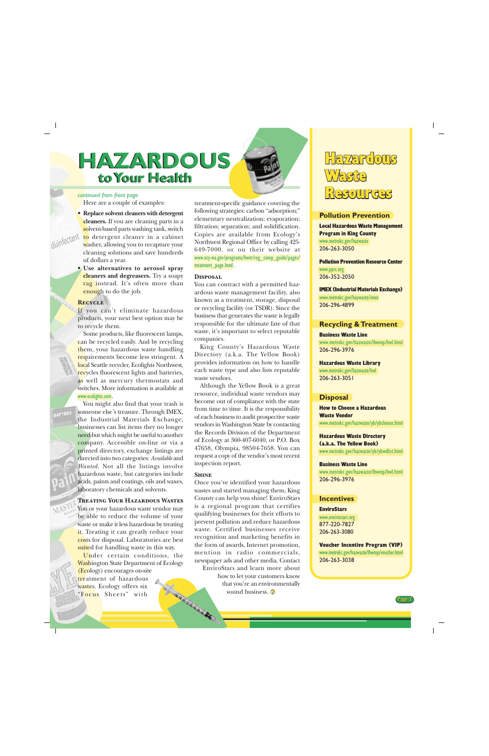# HAZARDOUS to Your Health

*continued from front page*

Here are a couple of examples:

- **Replace solvent cleaners with detergent cleaners.** If you are cleaning parts in a solvent-based parts washing tank, switch to detergent cleaner in a cabinet washer, allowing you to recapture your cleaning solutions and save hundreds of dollars a year.
- **Use alternatives to aerosol spray cleaners and degreasers.** Try a soapy rag instead. It's often more than enough to do the job.

### Recycle

If you can't eliminate hazardous products, your next best option may be to recycle them.

Some products, like fluorescent lamps, can be recycled easily. And by recycling them, your hazardous waste handling requirements become less stringent. A local Seattle recycler, Ecolights Northwest, recycles fluorescent lights and batteries, as well as mercury thermostats and switches. More information is available at www.ecolights.com.

You might also find that your trash is someone else's treasure. Through IMEX, the Industrial Materials Exchange, businesses can list items they no longer need but which might be useful to another company. Accessible on-line or via a printed directory, exchange listings are directed into two categories: *Available* and *Wanted*. Not all the listings involve hazardous waste, but categories include acids, paints and coatings, oils and waxes, laboratory chemicals and solvents.

### Treating Your Hazardous Wastes

You or your hazardous waste vendor may be able to reduce the volume of your waste or make it less hazardous by treating it. Treating it can greatly reduce your costs for disposal. Laboratories are best suited for handling waste in this way.

Under certain conditions, the Washington State Department of Ecology (Ecology) encourages on-site treatment of hazardous wastes. Ecology offers six "Focus Sheets" with treatment-specific guidance covering the following strategies: carbon "adsorption;" elementary neutralization; evaporation; filtration; separation; and solidification. Copies are available from Ecology's Northwest Regional Office by calling 425-649-7000, or on their website at www.ecy.wa.gov/programs/hwtr/reg_comp_guide/pages/treatment_page.html.

### Disposal

You can contract with a permitted hazardous waste management facility, also known as a treatment, storage, disposal or recycling facility (or TSDR). Since the business that generates the waste is legally responsible for the ultimate fate of that waste, it's important to select reputable companies.

King County's Hazardous Waste Directory (a.k.a. The Yellow Book) provides information on how to handle each waste type and also lists reputable waste vendors.

Although the Yellow Book is a great resource, individual waste vendors may become out of compliance with the state from time to time. It is the responsibility of each business to audit prospective waste vendors in Washington State by contacting the Records Division of the Department of Ecology at 360-407-6040, or P.O. Box 47658, Olympia, 98504-7658. You can request a copy of the vendor's most recent inspection report.

### Shine

Once you've identified your hazardous wastes and started managing them, King County can help you shine! EnviroStars is a regional program that certifies qualifying businesses for their efforts to prevent pollution and reduce hazardous waste. Certified businesses receive recognition and marketing benefits in the form of awards, Internet promotion, mention in radio commercials, newspaper ads and other media. Contact EnviroStars and learn more about how to let your customers know that you're an environmentally sound business.

## Hazardous Waste Resources

### Pollution Prevention

**Local Hazardous Waste Management Program in King County**
www.metrokc.gov/hazwaste
206-263-3050

**Pollution Prevention Resource Center**
www.pprc.org
206-352-2050

**IMEX (Industrial Materials Exchange)**
www.metrokc.gov/hazwaste/imex
206-296-4899

### Recycling & Treatment

**Business Waste Line**
www.metrokc.gov/hazwaste/lhwmp/bwl.html
206-296-3976

**Hazardous Waste Library**
www.metrokc.gov/hazwaste/hwl
206-263-3051

### Disposal

**How to Choose a Hazardous Waste Vendor**
www.metrokc.gov/hazwaste/yb/ybchoose.html

**Hazardous Waste Directory (a.k.a. The Yellow Book)**
www.metrokc.gov/hazwaste/yb/ybwdlist.html

**Business Waste Line**
www.metrokc.gov/hazwaste/lhwmp/bwl.html
206-296-3976

### Incentives

**EnviroStars**
www.envirostars.org
877-220-7827
206-263-3080

**Voucher Incentive Program (VIP)**
www.metrokc.gov/hazwaste/lhwmp/voucher.html
206-263-3038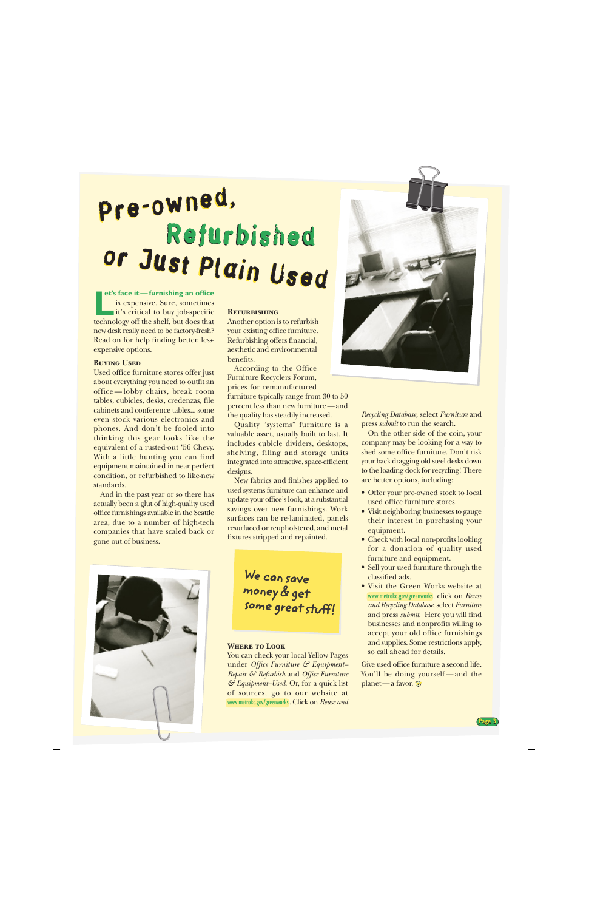# Pre-owned, Refurbished or Just Plain Used

**Let's face it — furnishing an office** is expensive. Sure, sometimes it's critical to buy job-specific technology off the shelf, but does that new desk really need to be factory-fresh? Read on for help finding better, less-expensive options.

### Buying Used

Used office furniture stores offer just about everything you need to outfit an office — lobby chairs, break room tables, cubicles, desks, credenzas, file cabinets and conference tables... some even stock various electronics and phones. And don't be fooled into thinking this gear looks like the equivalent of a rusted-out '56 Chevy. With a little hunting you can find equipment maintained in near perfect condition, or refurbished to like-new standards.

And in the past year or so there has actually been a glut of high-quality used office furnishings available in the Seattle area, due to a number of high-tech companies that have scaled back or gone out of business.

### Refurbishing

Another option is to refurbish your existing office furniture. Refurbishing offers financial, aesthetic and environmental benefits.

According to the Office Furniture Recyclers Forum, prices for remanufactured furniture typically range from 30 to 50 percent less than new furniture — and the quality has steadily increased.

Quality "systems" furniture is a valuable asset, usually built to last. It includes cubicle dividers, desktops, shelving, filing and storage units integrated into attractive, space-efficient designs.

New fabrics and finishes applied to used systems furniture can enhance and update your office's look, at a substantial savings over new furnishings. Work surfaces can be re-laminated, panels resurfaced or reupholstered, and metal fixtures stripped and repainted.

We can save money & get some great stuff!

### Where to Look

You can check your local Yellow Pages under *Office Furniture & Equipment–Repair & Refurbish* and *Office Furniture & Equipment–Used*. Or, for a quick list of sources, go to our website at www.metrokc.gov/greenworks. Click on *Reuse and Recycling Database*, select *Furniture* and press *submit* to run the search.

On the other side of the coin, your company may be looking for a way to shed some office furniture. Don't risk your back dragging old steel desks down to the loading dock for recycling! There are better options, including:

- Offer your pre-owned stock to local used office furniture stores.
- Visit neighboring businesses to gauge their interest in purchasing your equipment.
- Check with local non-profits looking for a donation of quality used furniture and equipment.
- Sell your used furniture through the classified ads.
- Visit the Green Works website at www.metrokc.gov/greenworks, click on *Reuse and Recycling Database*, select *Furniture* and press *submit*. Here you will find businesses and nonprofits willing to accept your old office furnishings and supplies. Some restrictions apply, so call ahead for details.

Give used office furniture a second life. You'll be doing yourself — and the planet — a favor.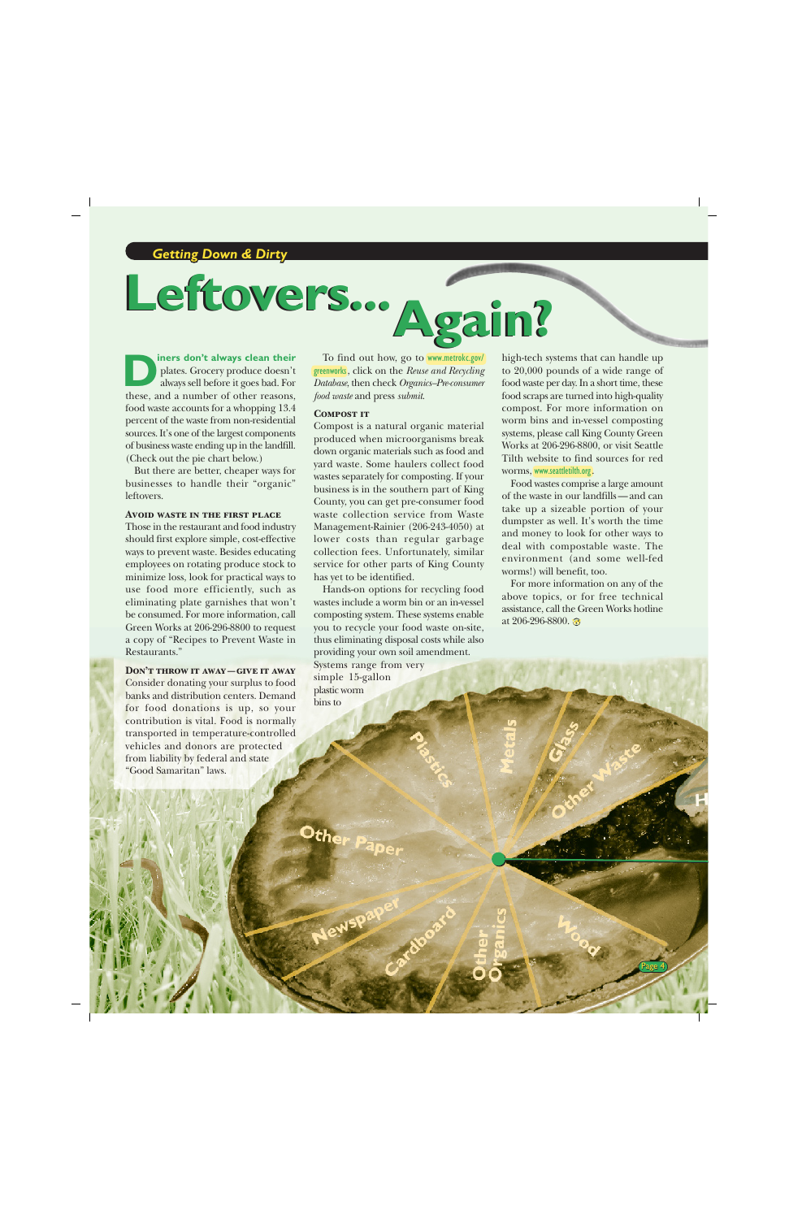*Getting Down & Dirty*

# Leftovers... Again?

**Diners don't always clean their** plates. Grocery produce doesn't always sell before it goes bad. For these, and a number of other reasons, food waste accounts for a whopping 13.4 percent of the waste from non-residential sources. It's one of the largest components of business waste ending up in the landfill. (Check out the pie chart below.)

But there are better, cheaper ways for businesses to handle their "organic" leftovers.

### Avoid waste in the first place

Those in the restaurant and food industry should first explore simple, cost-effective ways to prevent waste. Besides educating employees on rotating produce stock to minimize loss, look for practical ways to use food more efficiently, such as eliminating plate garnishes that won't be consumed. For more information, call Green Works at 206-296-8800 to request a copy of "Recipes to Prevent Waste in Restaurants."

### Don't throw it away—give it away

Consider donating your surplus to food banks and distribution centers. Demand for food donations is up, so your contribution is vital. Food is normally transported in temperature-controlled vehicles and donors are protected from liability by federal and state "Good Samaritan" laws.

To find out how, go to www.metrokc.gov/greenworks, click on the *Reuse and Recycling Database*, then check *Organics–Pre-consumer food waste* and press *submit*.

### Compost it

Compost is a natural organic material produced when microorganisms break down organic materials such as food and yard waste. Some haulers collect food wastes separately for composting. If your business is in the southern part of King County, you can get pre-consumer food waste collection service from Waste Management-Rainier (206-243-4050) at lower costs than regular garbage collection fees. Unfortunately, similar service for other parts of King County has yet to be identified.

Hands-on options for recycling food wastes include a worm bin or an in-vessel composting system. These systems enable you to recycle your food waste on-site, thus eliminating disposal costs while also providing your own soil amendment. Systems range from very simple 15-gallon plastic worm bins to high-tech systems that can handle up to 20,000 pounds of a wide range of food waste per day. In a short time, these food scraps are turned into high-quality compost. For more information on worm bins and in-vessel composting systems, please call King County Green Works at 206-296-8800, or visit Seattle Tilth website to find sources for red worms, www.seattletilth.org.

Food wastes comprise a large amount of the waste in our landfills—and can take up a sizeable portion of your dumpster as well. It's worth the time and money to look for other ways to deal with compostable waste. The environment (and some well-fed worms!) will benefit, too.

For more information on any of the above topics, or for free technical assistance, call the Green Works hotline at 206-296-8800.

Plastics | Metals | Glass | Other Waste | Other Paper | Newspaper | Cardboard | Other Organics | Wood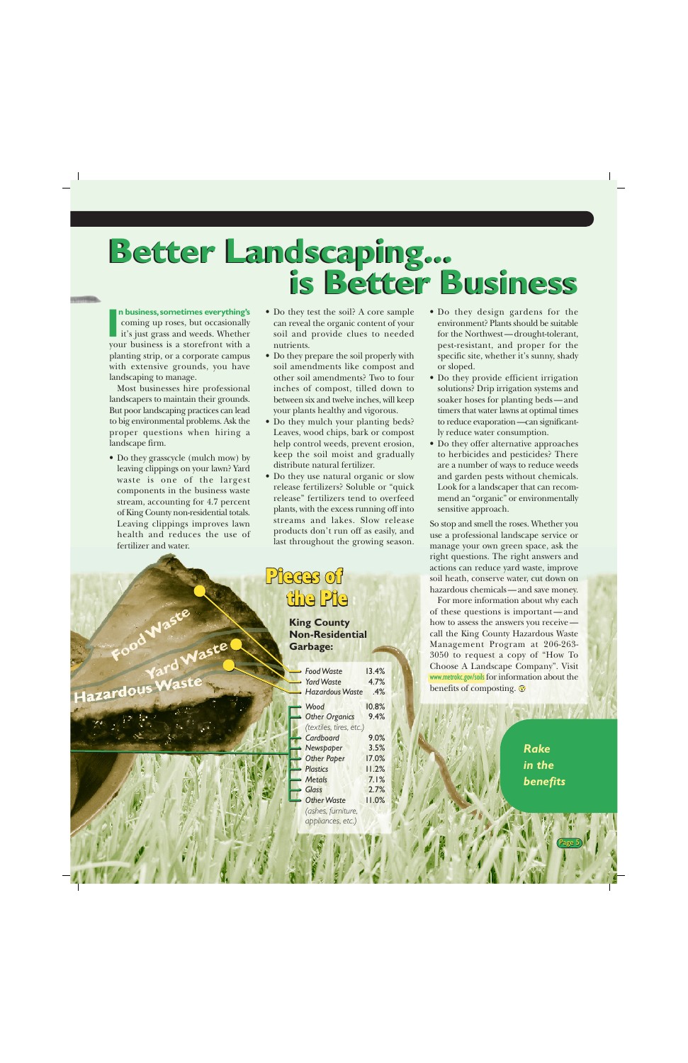# Better Landscaping... is Better Business

**In business, sometimes everything's** coming up roses, but occasionally it's just grass and weeds. Whether your business is a storefront with a planting strip, or a corporate campus with extensive grounds, you have landscaping to manage.

Most businesses hire professional landscapers to maintain their grounds. But poor landscaping practices can lead to big environmental problems. Ask the proper questions when hiring a landscape firm.

- Do they grasscycle (mulch mow) by leaving clippings on your lawn? Yard waste is one of the largest components in the business waste stream, accounting for 4.7 percent of King County non-residential totals. Leaving clippings improves lawn health and reduces the use of fertilizer and water.
- Do they test the soil? A core sample can reveal the organic content of your soil and provide clues to needed nutrients.
- Do they prepare the soil properly with soil amendments like compost and other soil amendments? Two to four inches of compost, tilled down to between six and twelve inches, will keep your plants healthy and vigorous.
- Do they mulch your planting beds? Leaves, wood chips, bark or compost help control weeds, prevent erosion, keep the soil moist and gradually distribute natural fertilizer.
- Do they use natural organic or slow release fertilizers? Soluble or "quick release" fertilizers tend to overfeed plants, with the excess running off into streams and lakes. Slow release products don't run off as easily, and last throughout the growing season.
- Do they design gardens for the environment? Plants should be suitable for the Northwest—drought-tolerant, pest-resistant, and proper for the specific site, whether it's sunny, shady or sloped.
- Do they provide efficient irrigation solutions? Drip irrigation systems and soaker hoses for planting beds—and timers that water lawns at optimal times to reduce evaporation—can significantly reduce water consumption.
- Do they offer alternative approaches to herbicides and pesticides? There are a number of ways to reduce weeds and garden pests without chemicals. Look for a landscaper that can recommend an "organic" or environmentally sensitive approach.

So stop and smell the roses. Whether you use a professional landscape service or manage your own green space, ask the right questions. The right answers and actions can reduce yard waste, improve soil heath, conserve water, cut down on hazardous chemicals—and save money.

For more information about why each of these questions is important—and how to assess the answers you receive—call the King County Hazardous Waste Management Program at 206-263-3050 to request a copy of "How To Choose A Landscape Company". Visit www.metrokc.gov/soils for information about the benefits of composting.

## Pieces of the Pie

**King County Non-Residential Garbage:**

| Category | Percent |
|---|---|
| Food Waste | 13.4% |
| Yard Waste | 4.7% |
| Hazardous Waste | .4% |
| Wood | 10.8% |
| Other Organics (textiles, tires, etc.) | 9.4% |
| Cardboard | 9.0% |
| Newspaper | 3.5% |
| Other Paper | 17.0% |
| Plastics | 11.2% |
| Metals | 7.1% |
| Glass | 2.7% |
| Other Waste (ashes, furniture, appliances, etc.) | 11.0% |

*Rake in the benefits*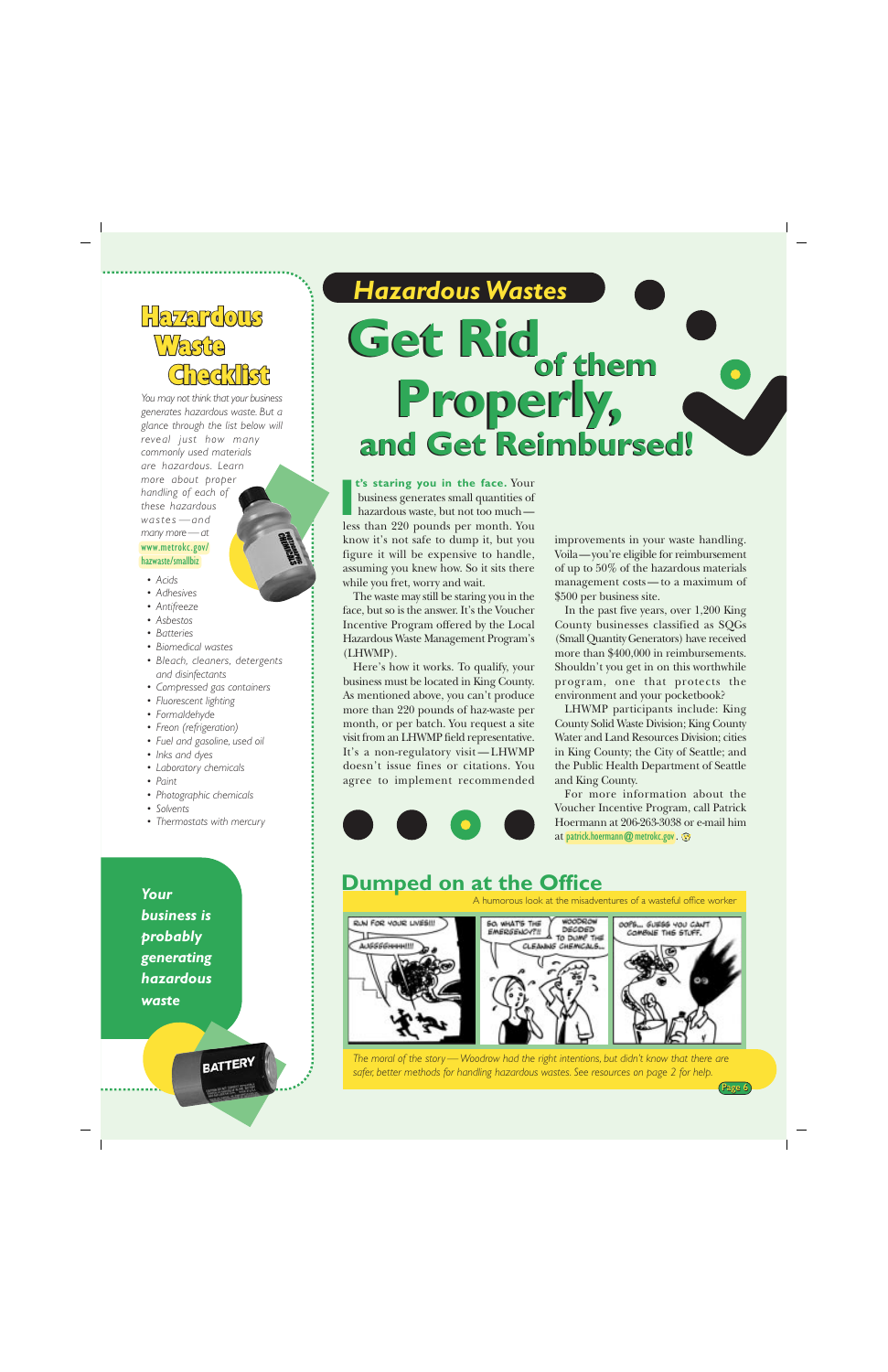# Hazardous Waste Checklist

*You may not think that your business generates hazardous waste. But a glance through the list below will reveal just how many commonly used materials are hazardous. Learn more about proper handling of each of these hazardous wastes—and many more—at* www.metrokc.gov/hazwaste/smallbiz

- *Acids*
- *Adhesives*
- *Antifreeze*
- *Asbestos*
- *Batteries*
- *Biomedical wastes*
- *Bleach, cleaners, detergents and disinfectants*
- *Compressed gas containers*
- *Fluorescent lighting*
- *Formaldehyde*
- *Freon (refrigeration)*
- *Fuel and gasoline, used oil*
- *Inks and dyes*
- *Laboratory chemicals*
- *Paint*
- *Photographic chemicals*
- *Solvents*
- *Thermostats with mercury*

***Your business is probably generating hazardous waste***

## *Hazardous Wastes*

# Get Rid of them Properly, and Get Reimbursed!

**It's staring you in the face.** Your business generates small quantities of hazardous waste, but not too much—less than 220 pounds per month. You know it's not safe to dump it, but you figure it will be expensive to handle, assuming you knew how. So it sits there while you fret, worry and wait.

The waste may still be staring you in the face, but so is the answer. It's the Voucher Incentive Program offered by the Local Hazardous Waste Management Program's (LHWMP).

Here's how it works. To qualify, your business must be located in King County. As mentioned above, you can't produce more than 220 pounds of haz-waste per month, or per batch. You request a site visit from an LHWMP field representative. It's a non-regulatory visit—LHWMP doesn't issue fines or citations. You agree to implement recommended improvements in your waste handling. Voila—you're eligible for reimbursement of up to 50% of the hazardous materials management costs—to a maximum of $500 per business site.

In the past five years, over 1,200 King County businesses classified as SQGs (Small Quantity Generators) have received more than $400,000 in reimbursements. Shouldn't you get in on this worthwhile program, one that protects the environment and your pocketbook?

LHWMP participants include: King County Solid Waste Division; King County Water and Land Resources Division; cities in King County; the City of Seattle; and the Public Health Department of Seattle and King County.

For more information about the Voucher Incentive Program, call Patrick Hoermann at 206-263-3038 or e-mail him at patrick.hoermann@metrokc.gov.

## Dumped on at the Office

A humorous look at the misadventures of a wasteful office worker

*The moral of the story—Woodrow had the right intentions, but didn't know that there are safer, better methods for handling hazardous wastes. See resources on page 2 for help.*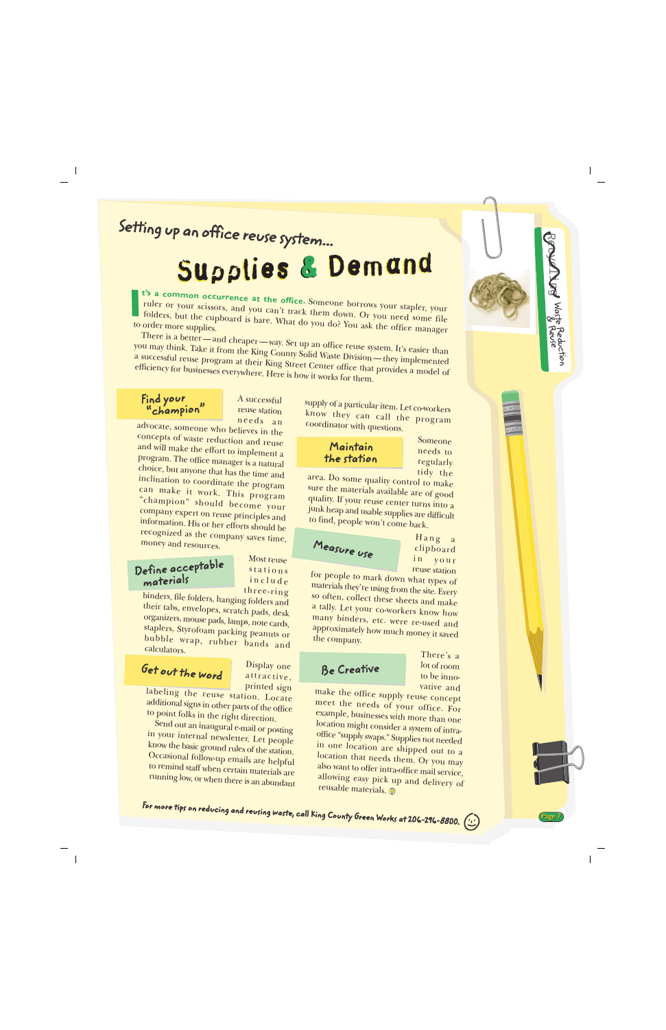*Setting up an office reuse system...*

# Supplies & Demand

**It's a common occurrence at the office.** Someone borrows your stapler, your ruler or your scissors, and you can't track them down. Or you need some file folders, but the cupboard is bare. What do you do? You ask the office manager to order more supplies.

There is a better—and cheaper—way. Set up an office reuse system. It's easier than you may think. Take it from the King County Solid Waste Division—they implemented a successful reuse program at their King Street Center office that provides a model of efficiency for businesses everywhere. Here is how it works for them.

## Find your "champion"

A successful reuse station needs an advocate, someone who believes in the concepts of waste reduction and reuse and will make the effort to implement a program. The office manager is a natural choice, but anyone that has the time and inclination to coordinate the program can make it work. This program "champion" should become your company expert on reuse principles and information. His or her efforts should be recognized as the company saves time, money and resources.

## Define acceptable materials

Most reuse stations include three-ring binders, file folders, hanging folders and their tabs, envelopes, scratch pads, desk organizers, mouse pads, lamps, note cards, staplers, Styrofoam packing peanuts or bubble wrap, rubber bands and calculators.

## Get out the word

Display one attractive, printed sign labeling the reuse station. Locate additional signs in other parts of the office to point folks in the right direction.

Send out an inaugural e-mail or posting in your internal newsletter. Let people know the basic ground rules of the station. Occasional follow-up emails are helpful to remind staff when certain materials are running low, or when there is an abundant supply of a particular item. Let co-workers know they can call the program coordinator with questions.

## Maintain the station

Someone needs to regularly tidy the area. Do some quality control to make sure the materials available are of good quality. If your reuse center turns into a junk heap and usable supplies are difficult to find, people won't come back.

## Measure use

Hang a clipboard in your reuse station for people to mark down what types of materials they're using from the site. Every so often, collect these sheets and make a tally. Let your co-workers know how many binders, etc. were re-used and approximately how much money it saved the company.

## Be Creative

There's a lot of room to be innovative and make the office supply reuse concept meet the needs of your office. For example, businesses with more than one location might consider a system of intra-office "supply swaps." Supplies not needed in one location are shipped out to a location that needs them. Or you may also want to offer intra-office mail service, allowing easy pick up and delivery of reusable materials.

*For more tips on reducing and reusing waste, call King County Green Works at 206-296-8800.*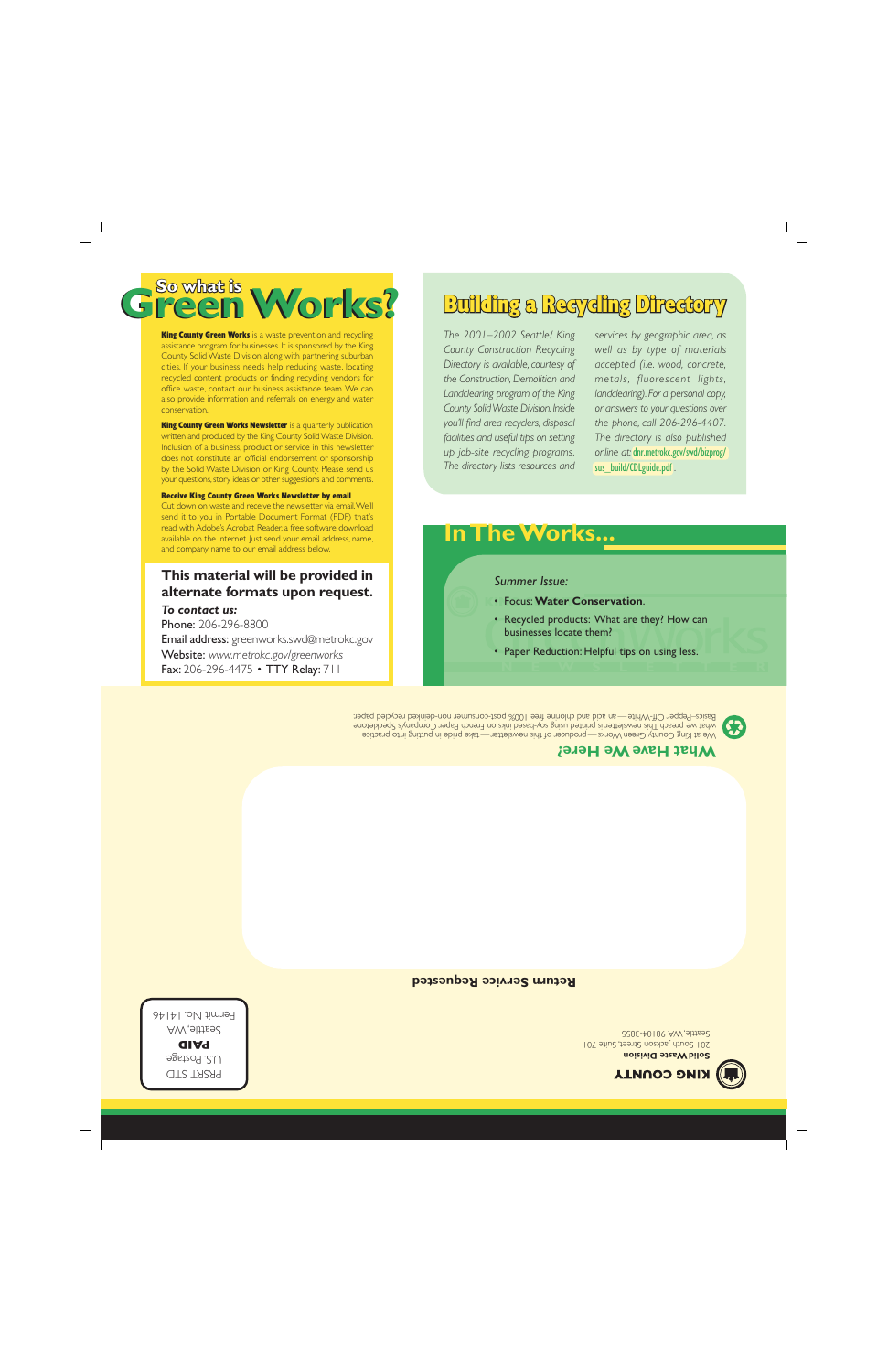# So what is Green Works?

**King County Green Works** is a waste prevention and recycling assistance program for businesses. It is sponsored by the King County Solid Waste Division along with partnering suburban cities. If your business needs help reducing waste, locating recycled content products or finding recycling vendors for office waste, contact our business assistance team. We can also provide information and referrals on energy and water conservation.

**King County Green Works Newsletter** is a quarterly publication written and produced by the King County Solid Waste Division. Inclusion of a business, product or service in this newsletter does not constitute an official endorsement or sponsorship by the Solid Waste Division or King County. Please send us your questions, story ideas or other suggestions and comments.

**Receive King County Green Works Newsletter by email**
Cut down on waste and receive the newsletter via email. We'll send it to you in Portable Document Format (PDF) that's read with Adobe's Acrobat Reader, a free software download available on the Internet. Just send your email address, name, and company name to our email address below.

**This material will be provided in alternate formats upon request.**

***To contact us:***
Phone: 206-296-8800
Email address: greenworks.swd@metrokc.gov
Website: *www.metrokc.gov/greenworks*
Fax: 206-296-4475 • TTY Relay: 711

# Building a Recycling Directory

*The 2001–2002 Seattle/ King County Construction Recycling Directory is available, courtesy of the Construction, Demolition and Landclearing program of the King County Solid Waste Division. Inside you'll find area recyclers, disposal facilities and useful tips on setting up job-site recycling programs. The directory lists resources and services by geographic area, as well as by type of materials accepted (i.e. wood, concrete, metals, fluorescent lights, landclearing). For a personal copy, or answers to your questions over the phone, call 206-296-4407. The directory is also published online at:* dnr.metrokc.gov/swd/bizprog/sus_build/CDLguide.pdf.

# In The Works...

*Summer Issue:*

- Focus: **Water Conservation**.
- Recycled products: What are they? How can businesses locate them?
- Paper Reduction: Helpful tips on using less.

## What Have We Here?

We at King County Green Works—producer of this newsletter—take pride in putting into practice what we preach. This newsletter is printed using soy-based inks on French Paper Company's Speckletone Basics–Pepper Off-White—an acid and chlorine free 100% post-consumer non-deinked recycled paper.

**Return Service Requested**

**KING COUNTY**
**Solid Waste Division**
201 South Jackson Street, Suite 701
Seattle, WA 98104-3855

PRSRT STD
U.S. Postage
**PAID**
Seattle, WA
Permit No. 1416